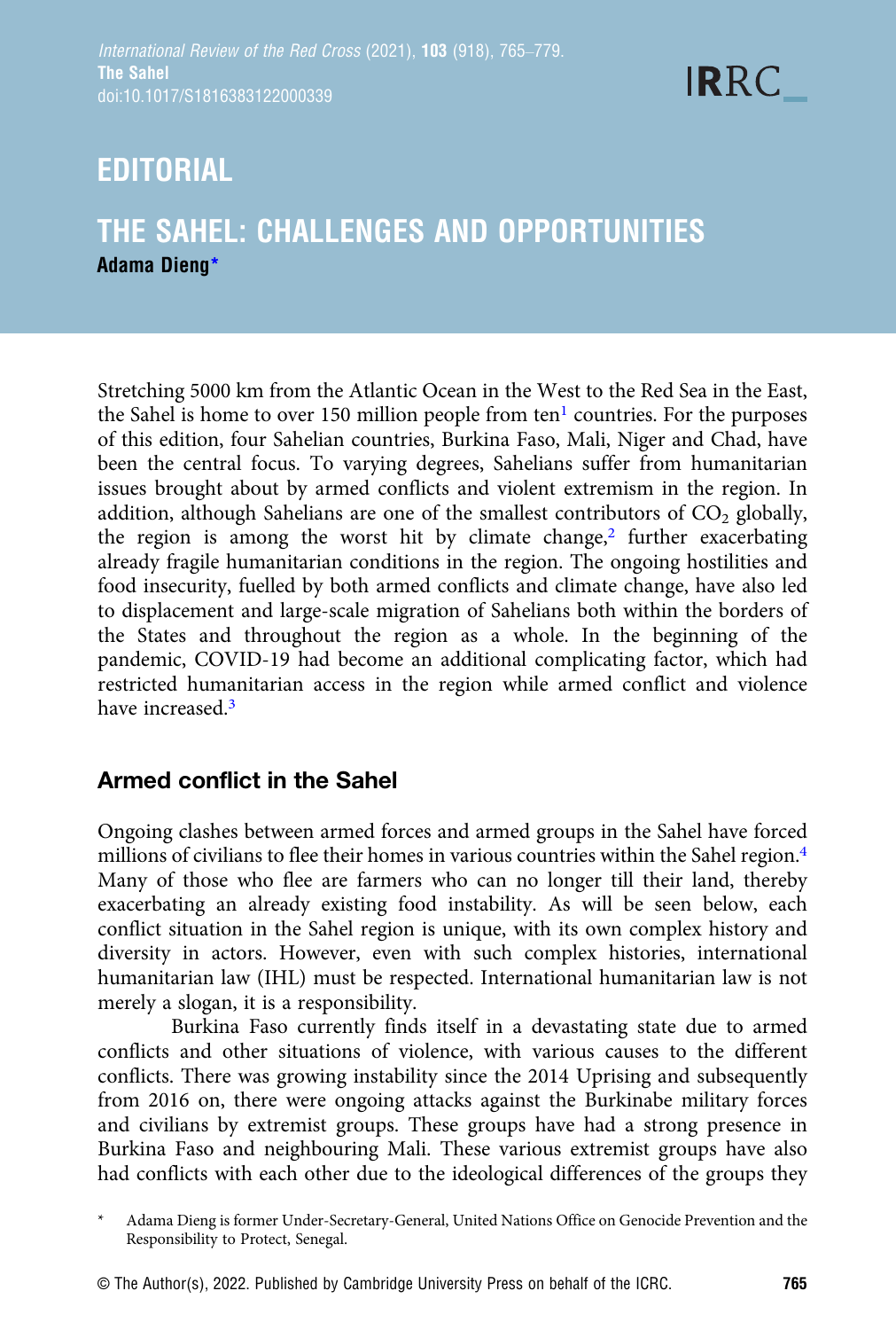# EDITORIAL

# THE SAHEL: CHALLENGES AND OPPORTUNITIES

**Adama Dieng***

Stretching 5000 km from the Atlantic Ocean in the West to the Red Sea in the East, the Sahel is home to over 150 million people from ten[1] countries. For the purposes of this edition, four Sahelian countries, Burkina Faso, Mali, Niger and Chad, have been the central focus. To varying degrees, Sahelians suffer from humanitarian issues brought about by armed conflicts and violent extremism in the region. In addition, although Sahelians are one of the smallest contributors of $CO_2$ globally, the region is among the worst hit by climate change,[2] further exacerbating already fragile humanitarian conditions in the region. The ongoing hostilities and food insecurity, fuelled by both armed conflicts and climate change, have also led to displacement and large-scale migration of Sahelians both within the borders of the States and throughout the region as a whole. In the beginning of the pandemic, COVID-19 had become an additional complicating factor, which had restricted humanitarian access in the region while armed conflict and violence have increased.[3]

## Armed conflict in the Sahel

Ongoing clashes between armed forces and armed groups in the Sahel have forced millions of civilians to flee their homes in various countries within the Sahel region.[4] Many of those who flee are farmers who can no longer till their land, thereby exacerbating an already existing food instability. As will be seen below, each conflict situation in the Sahel region is unique, with its own complex history and diversity in actors. However, even with such complex histories, international humanitarian law (IHL) must be respected. International humanitarian law is not merely a slogan, it is a responsibility.

Burkina Faso currently finds itself in a devastating state due to armed conflicts and other situations of violence, with various causes to the different conflicts. There was growing instability since the 2014 Uprising and subsequently from 2016 on, there were ongoing attacks against the Burkinabe military forces and civilians by extremist groups. These groups have had a strong presence in Burkina Faso and neighbouring Mali. These various extremist groups have also had conflicts with each other due to the ideological differences of the groups they

\* Adama Dieng is former Under-Secretary-General, United Nations Office on Genocide Prevention and the Responsibility to Protect, Senegal.

© The Author(s), 2022. Published by Cambridge University Press on behalf of the ICRC.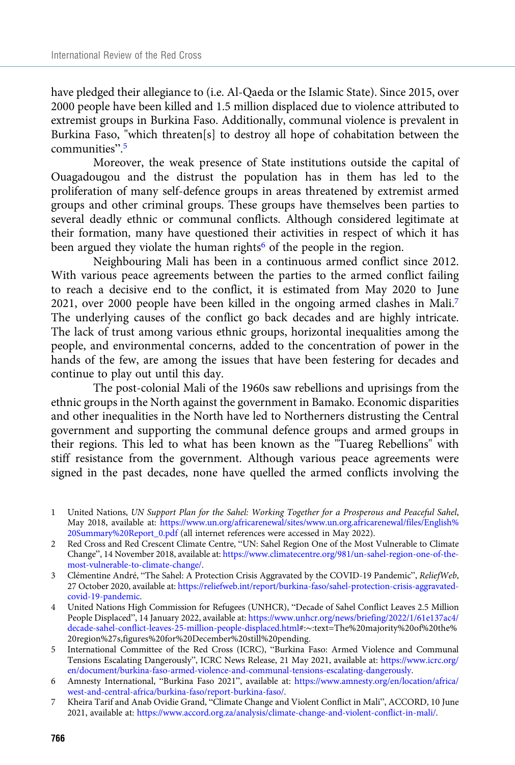have pledged their allegiance to (i.e. Al-Qaeda or the Islamic State). Since 2015, over 2000 people have been killed and 1.5 million displaced due to violence attributed to extremist groups in Burkina Faso. Additionally, communal violence is prevalent in Burkina Faso, "which threaten[s] to destroy all hope of cohabitation between the communities".[5]

Moreover, the weak presence of State institutions outside the capital of Ouagadougou and the distrust the population has in them has led to the proliferation of many self-defence groups in areas threatened by extremist armed groups and other criminal groups. These groups have themselves been parties to several deadly ethnic or communal conflicts. Although considered legitimate at their formation, many have questioned their activities in respect of which it has been argued they violate the human rights[6] of the people in the region.

Neighbouring Mali has been in a continuous armed conflict since 2012. With various peace agreements between the parties to the armed conflict failing to reach a decisive end to the conflict, it is estimated from May 2020 to June 2021, over 2000 people have been killed in the ongoing armed clashes in Mali.[7] The underlying causes of the conflict go back decades and are highly intricate. The lack of trust among various ethnic groups, horizontal inequalities among the people, and environmental concerns, added to the concentration of power in the hands of the few, are among the issues that have been festering for decades and continue to play out until this day.

The post-colonial Mali of the 1960s saw rebellions and uprisings from the ethnic groups in the North against the government in Bamako. Economic disparities and other inequalities in the North have led to Northerners distrusting the Central government and supporting the communal defence groups and armed groups in their regions. This led to what has been known as the "Tuareg Rebellions" with stiff resistance from the government. Although various peace agreements were signed in the past decades, none have quelled the armed conflicts involving the

1 United Nations, *UN Support Plan for the Sahel: Working Together for a Prosperous and Peaceful Sahel*, May 2018, available at: https://www.un.org/africarenewal/sites/www.un.org.africarenewal/files/English%20Summary%20Report_0.pdf (all internet references were accessed in May 2022).

2 Red Cross and Red Crescent Climate Centre, "UN: Sahel Region One of the Most Vulnerable to Climate Change", 14 November 2018, available at: https://www.climatecentre.org/981/un-sahel-region-one-of-the-most-vulnerable-to-climate-change/.

3 Clémentine André, "The Sahel: A Protection Crisis Aggravated by the COVID-19 Pandemic", *ReliefWeb*, 27 October 2020, available at: https://reliefweb.int/report/burkina-faso/sahel-protection-crisis-aggravated-covid-19-pandemic.

4 United Nations High Commission for Refugees (UNHCR), "Decade of Sahel Conflict Leaves 2.5 Million People Displaced", 14 January 2022, available at: https://www.unhcr.org/news/briefing/2022/1/61e137ac4/decade-sahel-conflict-leaves-25-million-people-displaced.html#:~:text=The%20majority%20of%20the%20region%27s,figures%20for%20December%20still%20pending.

5 International Committee of the Red Cross (ICRC), "Burkina Faso: Armed Violence and Communal Tensions Escalating Dangerously", ICRC News Release, 21 May 2021, available at: https://www.icrc.org/en/document/burkina-faso-armed-violence-and-communal-tensions-escalating-dangerously.

6 Amnesty International, "Burkina Faso 2021", available at: https://www.amnesty.org/en/location/africa/west-and-central-africa/burkina-faso/report-burkina-faso/.

7 Kheira Tarif and Anab Ovidie Grand, "Climate Change and Violent Conflict in Mali", ACCORD, 10 June 2021, available at: https://www.accord.org.za/analysis/climate-change-and-violent-conflict-in-mali/.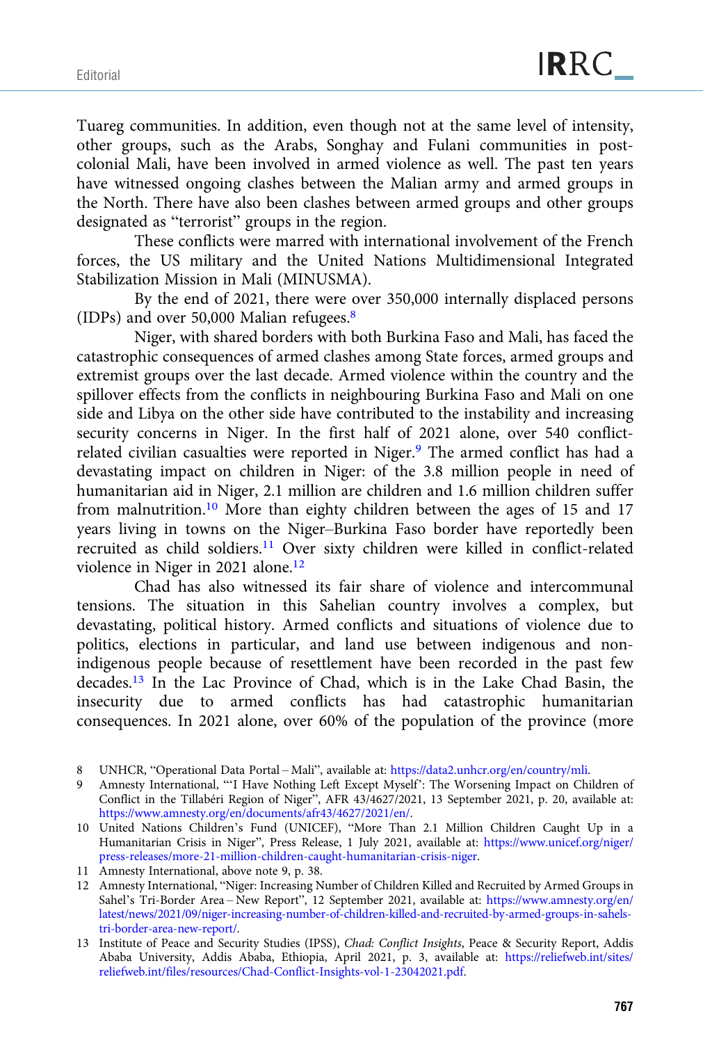Tuareg communities. In addition, even though not at the same level of intensity, other groups, such as the Arabs, Songhay and Fulani communities in post-colonial Mali, have been involved in armed violence as well. The past ten years have witnessed ongoing clashes between the Malian army and armed groups in the North. There have also been clashes between armed groups and other groups designated as "terrorist" groups in the region.

These conflicts were marred with international involvement of the French forces, the US military and the United Nations Multidimensional Integrated Stabilization Mission in Mali (MINUSMA).

By the end of 2021, there were over 350,000 internally displaced persons (IDPs) and over 50,000 Malian refugees.[8]

Niger, with shared borders with both Burkina Faso and Mali, has faced the catastrophic consequences of armed clashes among State forces, armed groups and extremist groups over the last decade. Armed violence within the country and the spillover effects from the conflicts in neighbouring Burkina Faso and Mali on one side and Libya on the other side have contributed to the instability and increasing security concerns in Niger. In the first half of 2021 alone, over 540 conflict-related civilian casualties were reported in Niger.[9] The armed conflict has had a devastating impact on children in Niger: of the 3.8 million people in need of humanitarian aid in Niger, 2.1 million are children and 1.6 million children suffer from malnutrition.[10] More than eighty children between the ages of 15 and 17 years living in towns on the Niger–Burkina Faso border have reportedly been recruited as child soldiers.[11] Over sixty children were killed in conflict-related violence in Niger in 2021 alone.[12]

Chad has also witnessed its fair share of violence and intercommunal tensions. The situation in this Sahelian country involves a complex, but devastating, political history. Armed conflicts and situations of violence due to politics, elections in particular, and land use between indigenous and non-indigenous people because of resettlement have been recorded in the past few decades.[13] In the Lac Province of Chad, which is in the Lake Chad Basin, the insecurity due to armed conflicts has had catastrophic humanitarian consequences. In 2021 alone, over 60% of the population of the province (more

8 UNHCR, "Operational Data Portal – Mali", available at: https://data2.unhcr.org/en/country/mli.

9 Amnesty International, "'I Have Nothing Left Except Myself': The Worsening Impact on Children of Conflict in the Tillabéri Region of Niger", AFR 43/4627/2021, 13 September 2021, p. 20, available at: https://www.amnesty.org/en/documents/afr43/4627/2021/en/.

10 United Nations Children's Fund (UNICEF), "More Than 2.1 Million Children Caught Up in a Humanitarian Crisis in Niger", Press Release, 1 July 2021, available at: https://www.unicef.org/niger/press-releases/more-21-million-children-caught-humanitarian-crisis-niger.

11 Amnesty International, above note 9, p. 38.

12 Amnesty International, "Niger: Increasing Number of Children Killed and Recruited by Armed Groups in Sahel's Tri-Border Area – New Report", 12 September 2021, available at: https://www.amnesty.org/en/latest/news/2021/09/niger-increasing-number-of-children-killed-and-recruited-by-armed-groups-in-sahels-tri-border-area-new-report/.

13 Institute of Peace and Security Studies (IPSS), *Chad: Conflict Insights*, Peace & Security Report, Addis Ababa University, Addis Ababa, Ethiopia, April 2021, p. 3, available at: https://reliefweb.int/sites/reliefweb.int/files/resources/Chad-Conflict-Insights-vol-1-23042021.pdf.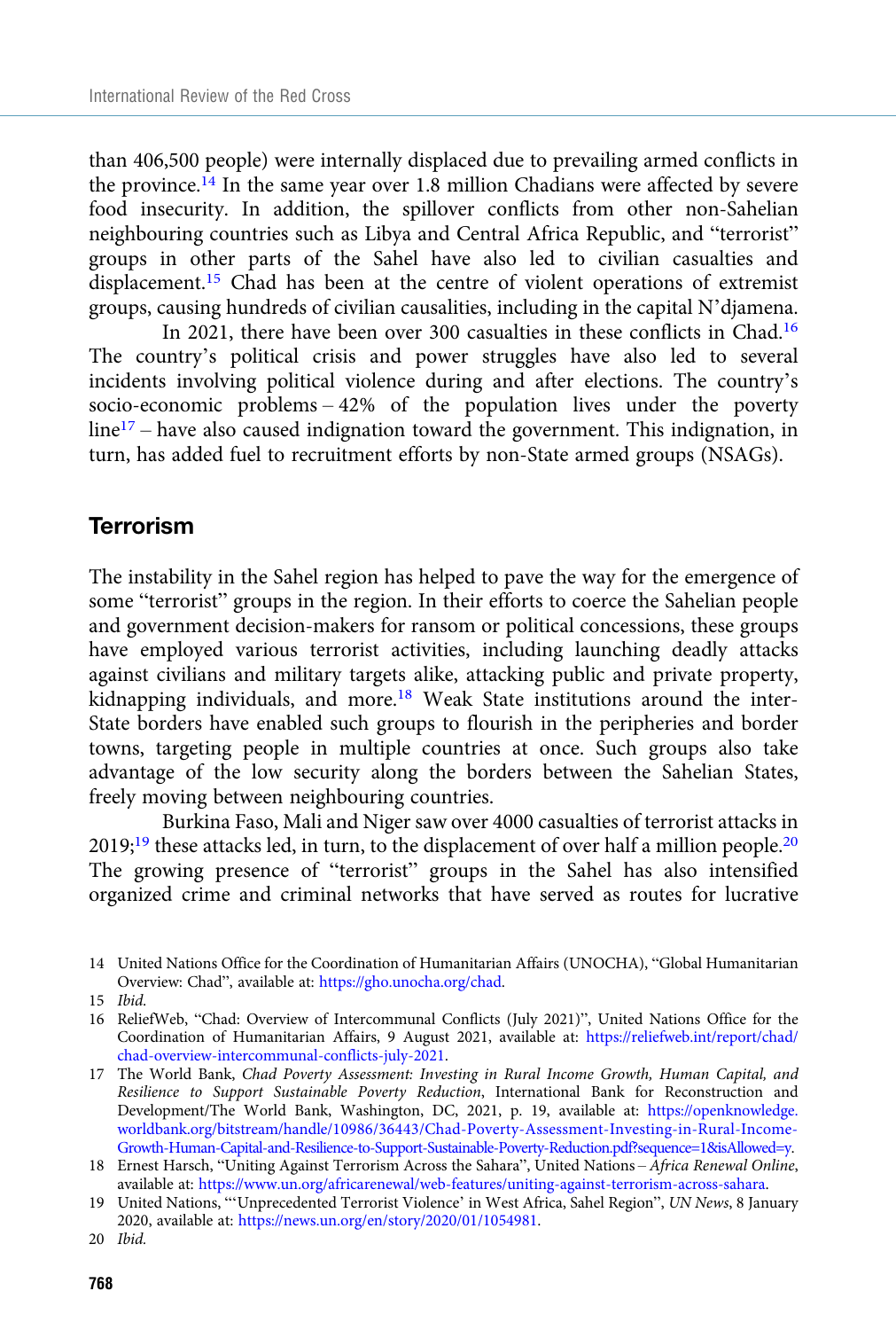than 406,500 people) were internally displaced due to prevailing armed conflicts in the province.[14] In the same year over 1.8 million Chadians were affected by severe food insecurity. In addition, the spillover conflicts from other non-Sahelian neighbouring countries such as Libya and Central Africa Republic, and "terrorist" groups in other parts of the Sahel have also led to civilian casualties and displacement.[15] Chad has been at the centre of violent operations of extremist groups, causing hundreds of civilian causalities, including in the capital N'djamena.

In 2021, there have been over 300 casualties in these conflicts in Chad.[16] The country's political crisis and power struggles have also led to several incidents involving political violence during and after elections. The country's socio-economic problems – 42% of the population lives under the poverty line[17] – have also caused indignation toward the government. This indignation, in turn, has added fuel to recruitment efforts by non-State armed groups (NSAGs).

## Terrorism

The instability in the Sahel region has helped to pave the way for the emergence of some "terrorist" groups in the region. In their efforts to coerce the Sahelian people and government decision-makers for ransom or political concessions, these groups have employed various terrorist activities, including launching deadly attacks against civilians and military targets alike, attacking public and private property, kidnapping individuals, and more.[18] Weak State institutions around the inter-State borders have enabled such groups to flourish in the peripheries and border towns, targeting people in multiple countries at once. Such groups also take advantage of the low security along the borders between the Sahelian States, freely moving between neighbouring countries.

Burkina Faso, Mali and Niger saw over 4000 casualties of terrorist attacks in 2019;[19] these attacks led, in turn, to the displacement of over half a million people.[20] The growing presence of "terrorist" groups in the Sahel has also intensified organized crime and criminal networks that have served as routes for lucrative

14 United Nations Office for the Coordination of Humanitarian Affairs (UNOCHA), "Global Humanitarian Overview: Chad", available at: https://gho.unocha.org/chad.

15 *Ibid.*

16 ReliefWeb, "Chad: Overview of Intercommunal Conflicts (July 2021)", United Nations Office for the Coordination of Humanitarian Affairs, 9 August 2021, available at: https://reliefweb.int/report/chad/chad-overview-intercommunal-conflicts-july-2021.

17 The World Bank, *Chad Poverty Assessment: Investing in Rural Income Growth, Human Capital, and Resilience to Support Sustainable Poverty Reduction*, International Bank for Reconstruction and Development/The World Bank, Washington, DC, 2021, p. 19, available at: https://openknowledge.worldbank.org/bitstream/handle/10986/36443/Chad-Poverty-Assessment-Investing-in-Rural-Income-Growth-Human-Capital-and-Resilience-to-Support-Sustainable-Poverty-Reduction.pdf?sequence=1&isAllowed=y.

18 Ernest Harsch, "Uniting Against Terrorism Across the Sahara", United Nations – *Africa Renewal Online*, available at: https://www.un.org/africarenewal/web-features/uniting-against-terrorism-across-sahara.

19 United Nations, "'Unprecedented Terrorist Violence' in West Africa, Sahel Region", *UN News*, 8 January 2020, available at: https://news.un.org/en/story/2020/01/1054981.

20 *Ibid.*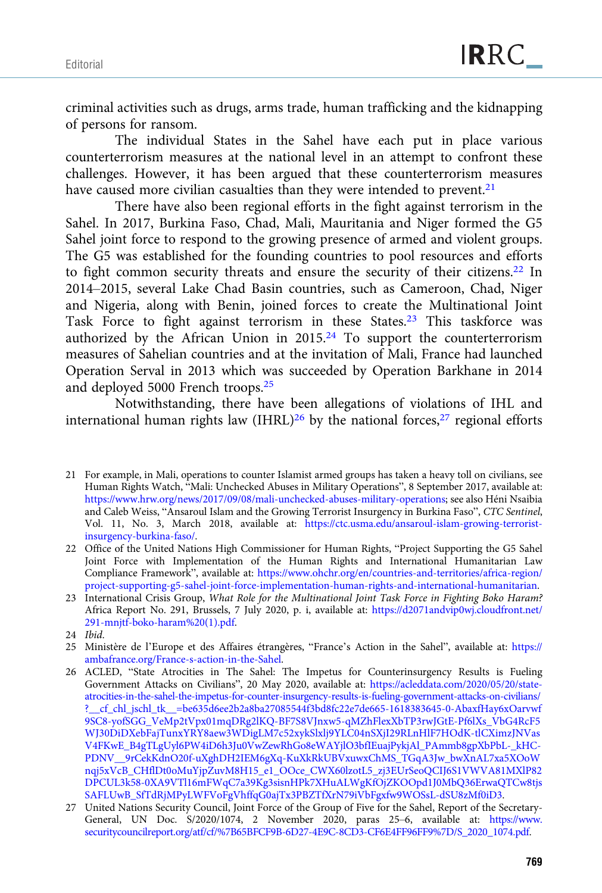criminal activities such as drugs, arms trade, human trafficking and the kidnapping of persons for ransom.

The individual States in the Sahel have each put in place various counterterrorism measures at the national level in an attempt to confront these challenges. However, it has been argued that these counterterrorism measures have caused more civilian casualties than they were intended to prevent.[21]

There have also been regional efforts in the fight against terrorism in the Sahel. In 2017, Burkina Faso, Chad, Mali, Mauritania and Niger formed the G5 Sahel joint force to respond to the growing presence of armed and violent groups. The G5 was established for the founding countries to pool resources and efforts to fight common security threats and ensure the security of their citizens.[22] In 2014–2015, several Lake Chad Basin countries, such as Cameroon, Chad, Niger and Nigeria, along with Benin, joined forces to create the Multinational Joint Task Force to fight against terrorism in these States.[23] This taskforce was authorized by the African Union in 2015.[24] To support the counterterrorism measures of Sahelian countries and at the invitation of Mali, France had launched Operation Serval in 2013 which was succeeded by Operation Barkhane in 2014 and deployed 5000 French troops.[25]

Notwithstanding, there have been allegations of violations of IHL and international human rights law (IHRL)[26] by the national forces,[27] regional efforts

---

21 For example, in Mali, operations to counter Islamist armed groups has taken a heavy toll on civilians, see Human Rights Watch, "Mali: Unchecked Abuses in Military Operations", 8 September 2017, available at: https://www.hrw.org/news/2017/09/08/mali-unchecked-abuses-military-operations; see also Héni Nsaibia and Caleb Weiss, "Ansaroul Islam and the Growing Terrorist Insurgency in Burkina Faso", *CTC Sentinel*, Vol. 11, No. 3, March 2018, available at: https://ctc.usma.edu/ansaroul-islam-growing-terrorist-insurgency-burkina-faso/.

22 Office of the United Nations High Commissioner for Human Rights, "Project Supporting the G5 Sahel Joint Force with Implementation of the Human Rights and International Humanitarian Law Compliance Framework", available at: https://www.ohchr.org/en/countries-and-territories/africa-region/project-supporting-g5-sahel-joint-force-implementation-human-rights-and-international-humanitarian.

23 International Crisis Group, *What Role for the Multinational Joint Task Force in Fighting Boko Haram?* Africa Report No. 291, Brussels, 7 July 2020, p. i, available at: https://d2071andvip0wj.cloudfront.net/291-mnjtf-boko-haram%20(1).pdf.

24 *Ibid.*

25 Ministère de l'Europe et des Affaires étrangères, "France's Action in the Sahel", available at: https://ambafrance.org/France-s-action-in-the-Sahel.

26 ACLED, "State Atrocities in The Sahel: The Impetus for Counterinsurgency Results is Fueling Government Attacks on Civilians", 20 May 2020, available at: https://acleddata.com/2020/05/20/state-atrocities-in-the-sahel-the-impetus-for-counter-insurgency-results-is-fueling-government-attacks-on-civilians/?__cf_chl_jschl_tk__=be635d6ee2b2a8ba27085544f3bd8fc22e7de665-1618383645-0-AbaxfHay6xOarvwf9SC8-yofSGG_VeMp2tVpx01mqDRg2lKQ-BF7S8VJnxw5-qMZhFlexXbTP3rwJGtE-Pf6lXs_VbG4RcF5WJ30DiDXebFajTunxYRY8aew3WDigLM7c52xykSlxlj9YLC04nSXjI29RLnHlF7HOdK-tlCXimzJNVasV4FKwE_B4gTLgUyl6PW4iD6h3Ju0VwZewRhGo8eWAYjlO3bfIEuajPykjAl_PAmmb8gpXbPbL-_kHC-PDNV__9rCekKdnO20f-uXghDH2IEM6gXq-KuXkRkUBVxuwxChMS_TGqA3Jw_bwXnAL7xa5XOoWnqj5xVcB_CHflDt0oMuYjpZuvM8H15_e1_OOce_CWX60lzotL5_zj3EUrSeoQCIJ6S1VWVA81MXlP82DPCUL3k58-0XA9VTl16mFWqC7a39Kg3sisnHPk7XHuALWgKfOjZKOOpd1J0MbQ36ErwaQTCw8tjsSAFLUwB_SfTdRjMPyLWFVoFgVhffqG0ajTx3PBZTfXrN79iVbFgxfw9WOSsL-dSU8zMf0iD3.

27 United Nations Security Council, Joint Force of the Group of Five for the Sahel, Report of the Secretary-General, UN Doc. S/2020/1074, 2 November 2020, paras 25–6, available at: https://www.securitycouncilreport.org/atf/cf/%7B65BFCF9B-6D27-4E9C-8CD3-CF6E4FF96FF9%7D/S_2020_1074.pdf.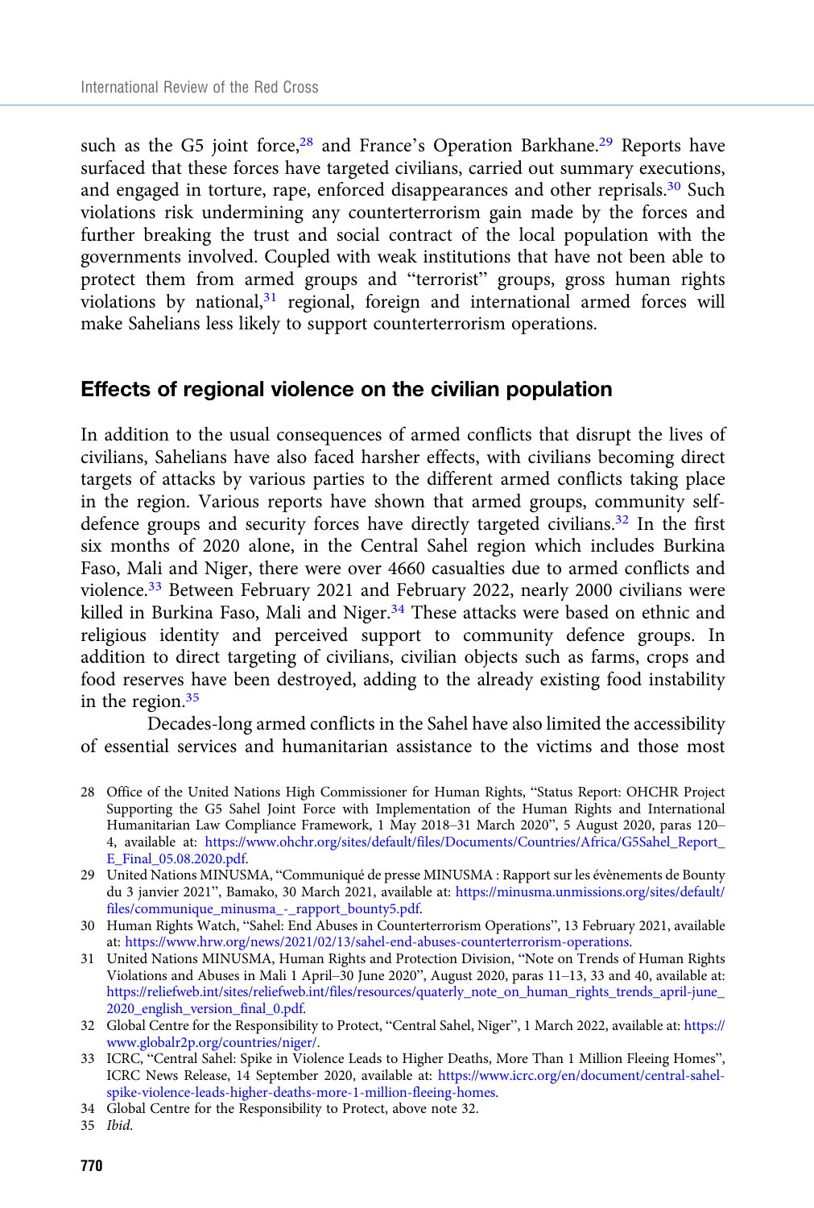such as the G5 joint force,[28] and France's Operation Barkhane.[29] Reports have surfaced that these forces have targeted civilians, carried out summary executions, and engaged in torture, rape, enforced disappearances and other reprisals.[30] Such violations risk undermining any counterterrorism gain made by the forces and further breaking the trust and social contract of the local population with the governments involved. Coupled with weak institutions that have not been able to protect them from armed groups and "terrorist" groups, gross human rights violations by national,[31] regional, foreign and international armed forces will make Sahelians less likely to support counterterrorism operations.

## Effects of regional violence on the civilian population

In addition to the usual consequences of armed conflicts that disrupt the lives of civilians, Sahelians have also faced harsher effects, with civilians becoming direct targets of attacks by various parties to the different armed conflicts taking place in the region. Various reports have shown that armed groups, community self-defence groups and security forces have directly targeted civilians.[32] In the first six months of 2020 alone, in the Central Sahel region which includes Burkina Faso, Mali and Niger, there were over 4660 casualties due to armed conflicts and violence.[33] Between February 2021 and February 2022, nearly 2000 civilians were killed in Burkina Faso, Mali and Niger.[34] These attacks were based on ethnic and religious identity and perceived support to community defence groups. In addition to direct targeting of civilians, civilian objects such as farms, crops and food reserves have been destroyed, adding to the already existing food instability in the region.[35]

Decades-long armed conflicts in the Sahel have also limited the accessibility of essential services and humanitarian assistance to the victims and those most

28 Office of the United Nations High Commissioner for Human Rights, "Status Report: OHCHR Project Supporting the G5 Sahel Joint Force with Implementation of the Human Rights and International Humanitarian Law Compliance Framework, 1 May 2018–31 March 2020", 5 August 2020, paras 120–4, available at: https://www.ohchr.org/sites/default/files/Documents/Countries/Africa/G5Sahel_Report_E_Final_05.08.2020.pdf.

29 United Nations MINUSMA, "Communiqué de presse MINUSMA : Rapport sur les évènements de Bounty du 3 janvier 2021", Bamako, 30 March 2021, available at: https://minusma.unmissions.org/sites/default/files/communique_minusma_-_rapport_bounty5.pdf.

30 Human Rights Watch, "Sahel: End Abuses in Counterterrorism Operations", 13 February 2021, available at: https://www.hrw.org/news/2021/02/13/sahel-end-abuses-counterterrorism-operations.

31 United Nations MINUSMA, Human Rights and Protection Division, "Note on Trends of Human Rights Violations and Abuses in Mali 1 April–30 June 2020", August 2020, paras 11–13, 33 and 40, available at: https://reliefweb.int/sites/reliefweb.int/files/resources/quaterly_note_on_human_rights_trends_april-june_2020_english_version_final_0.pdf.

32 Global Centre for the Responsibility to Protect, "Central Sahel, Niger", 1 March 2022, available at: https://www.globalr2p.org/countries/niger/.

33 ICRC, "Central Sahel: Spike in Violence Leads to Higher Deaths, More Than 1 Million Fleeing Homes", ICRC News Release, 14 September 2020, available at: https://www.icrc.org/en/document/central-sahel-spike-violence-leads-higher-deaths-more-1-million-fleeing-homes.

34 Global Centre for the Responsibility to Protect, above note 32.

35 *Ibid.*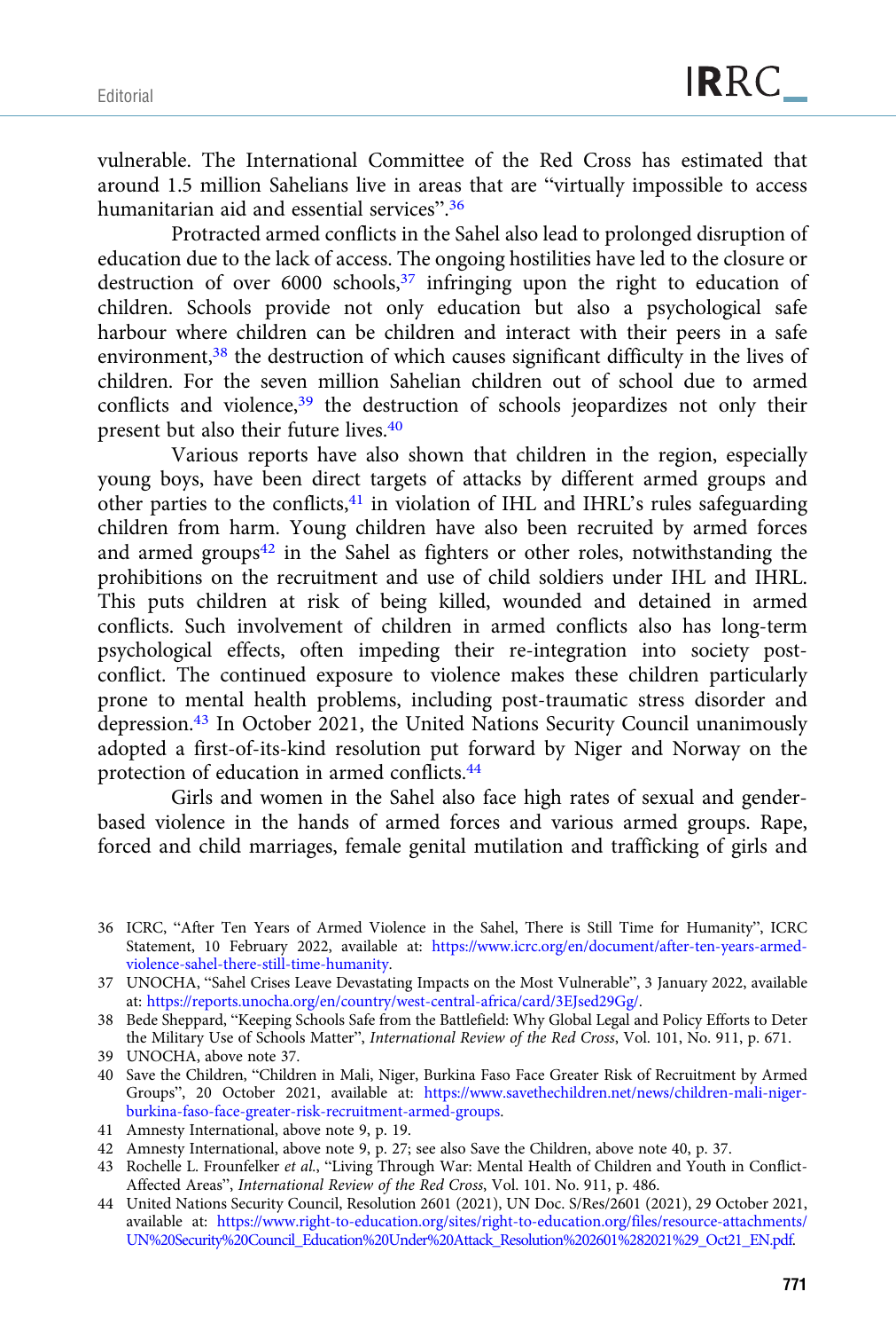vulnerable. The International Committee of the Red Cross has estimated that around 1.5 million Sahelians live in areas that are "virtually impossible to access humanitarian aid and essential services".[36]

Protracted armed conflicts in the Sahel also lead to prolonged disruption of education due to the lack of access. The ongoing hostilities have led to the closure or destruction of over 6000 schools,[37] infringing upon the right to education of children. Schools provide not only education but also a psychological safe harbour where children can be children and interact with their peers in a safe environment,[38] the destruction of which causes significant difficulty in the lives of children. For the seven million Sahelian children out of school due to armed conflicts and violence,[39] the destruction of schools jeopardizes not only their present but also their future lives.[40]

Various reports have also shown that children in the region, especially young boys, have been direct targets of attacks by different armed groups and other parties to the conflicts,[41] in violation of IHL and IHRL's rules safeguarding children from harm. Young children have also been recruited by armed forces and armed groups[42] in the Sahel as fighters or other roles, notwithstanding the prohibitions on the recruitment and use of child soldiers under IHL and IHRL. This puts children at risk of being killed, wounded and detained in armed conflicts. Such involvement of children in armed conflicts also has long-term psychological effects, often impeding their re-integration into society post-conflict. The continued exposure to violence makes these children particularly prone to mental health problems, including post-traumatic stress disorder and depression.[43] In October 2021, the United Nations Security Council unanimously adopted a first-of-its-kind resolution put forward by Niger and Norway on the protection of education in armed conflicts.[44]

Girls and women in the Sahel also face high rates of sexual and gender-based violence in the hands of armed forces and various armed groups. Rape, forced and child marriages, female genital mutilation and trafficking of girls and

36 ICRC, "After Ten Years of Armed Violence in the Sahel, There is Still Time for Humanity", ICRC Statement, 10 February 2022, available at: https://www.icrc.org/en/document/after-ten-years-armed-violence-sahel-there-still-time-humanity.

37 UNOCHA, "Sahel Crises Leave Devastating Impacts on the Most Vulnerable", 3 January 2022, available at: https://reports.unocha.org/en/country/west-central-africa/card/3EJsed29Gg/.

38 Bede Sheppard, "Keeping Schools Safe from the Battlefield: Why Global Legal and Policy Efforts to Deter the Military Use of Schools Matter", *International Review of the Red Cross*, Vol. 101, No. 911, p. 671.

39 UNOCHA, above note 37.

40 Save the Children, "Children in Mali, Niger, Burkina Faso Face Greater Risk of Recruitment by Armed Groups", 20 October 2021, available at: https://www.savethechildren.net/news/children-mali-niger-burkina-faso-face-greater-risk-recruitment-armed-groups.

41 Amnesty International, above note 9, p. 19.

42 Amnesty International, above note 9, p. 27; see also Save the Children, above note 40, p. 37.

43 Rochelle L. Frounfelker *et al.*, "Living Through War: Mental Health of Children and Youth in Conflict-Affected Areas", *International Review of the Red Cross*, Vol. 101. No. 911, p. 486.

44 United Nations Security Council, Resolution 2601 (2021), UN Doc. S/Res/2601 (2021), 29 October 2021, available at: https://www.right-to-education.org/sites/right-to-education.org/files/resource-attachments/UN%20Security%20Council_Education%20Under%20Attack_Resolution%202601%282021%29_Oct21_EN.pdf.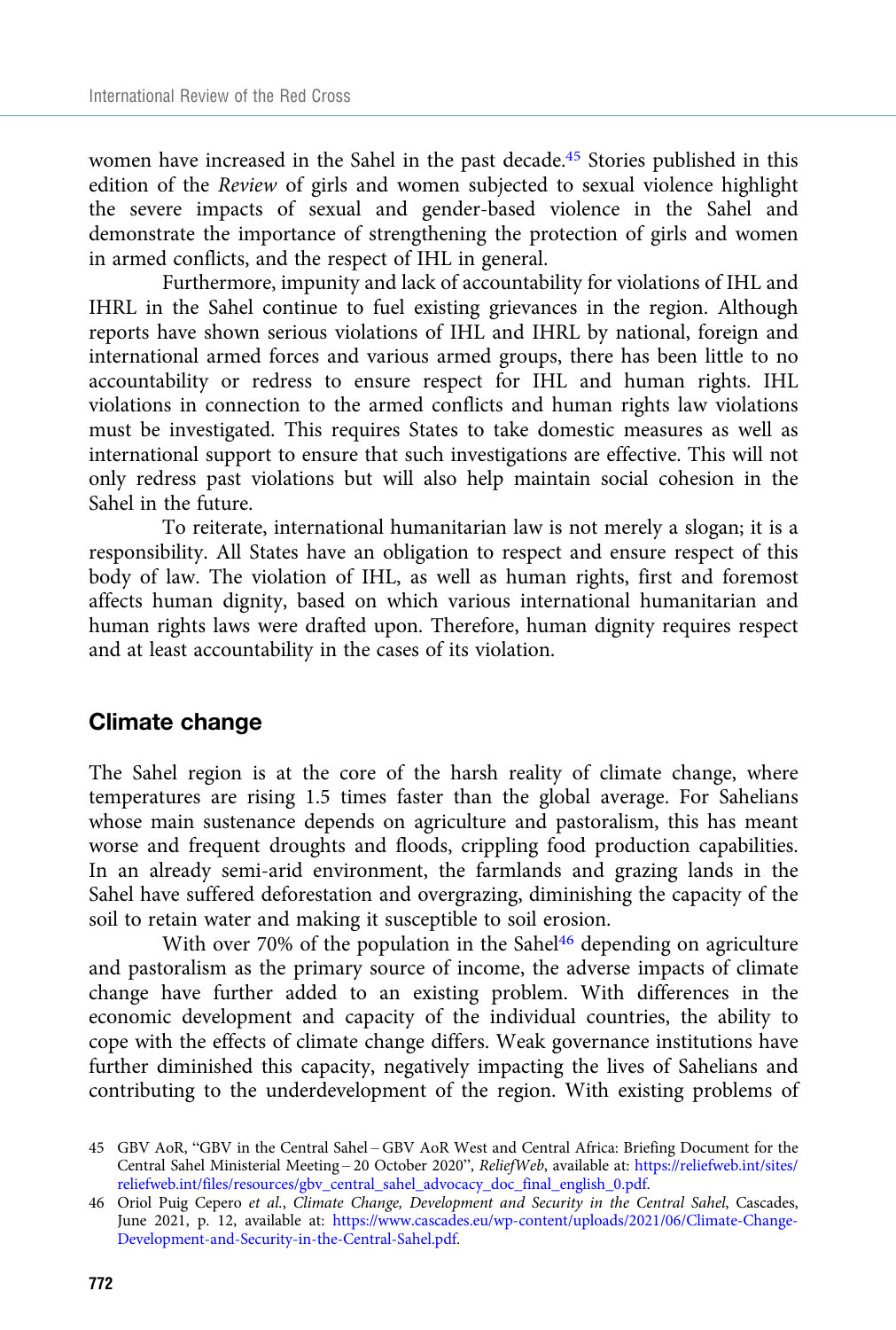women have increased in the Sahel in the past decade.[45] Stories published in this edition of the *Review* of girls and women subjected to sexual violence highlight the severe impacts of sexual and gender-based violence in the Sahel and demonstrate the importance of strengthening the protection of girls and women in armed conflicts, and the respect of IHL in general.

Furthermore, impunity and lack of accountability for violations of IHL and IHRL in the Sahel continue to fuel existing grievances in the region. Although reports have shown serious violations of IHL and IHRL by national, foreign and international armed forces and various armed groups, there has been little to no accountability or redress to ensure respect for IHL and human rights. IHL violations in connection to the armed conflicts and human rights law violations must be investigated. This requires States to take domestic measures as well as international support to ensure that such investigations are effective. This will not only redress past violations but will also help maintain social cohesion in the Sahel in the future.

To reiterate, international humanitarian law is not merely a slogan; it is a responsibility. All States have an obligation to respect and ensure respect of this body of law. The violation of IHL, as well as human rights, first and foremost affects human dignity, based on which various international humanitarian and human rights laws were drafted upon. Therefore, human dignity requires respect and at least accountability in the cases of its violation.

## Climate change

The Sahel region is at the core of the harsh reality of climate change, where temperatures are rising 1.5 times faster than the global average. For Sahelians whose main sustenance depends on agriculture and pastoralism, this has meant worse and frequent droughts and floods, crippling food production capabilities. In an already semi-arid environment, the farmlands and grazing lands in the Sahel have suffered deforestation and overgrazing, diminishing the capacity of the soil to retain water and making it susceptible to soil erosion.

With over 70% of the population in the Sahel[46] depending on agriculture and pastoralism as the primary source of income, the adverse impacts of climate change have further added to an existing problem. With differences in the economic development and capacity of the individual countries, the ability to cope with the effects of climate change differs. Weak governance institutions have further diminished this capacity, negatively impacting the lives of Sahelians and contributing to the underdevelopment of the region. With existing problems of

45 GBV AoR, "GBV in the Central Sahel – GBV AoR West and Central Africa: Briefing Document for the Central Sahel Ministerial Meeting – 20 October 2020", *ReliefWeb*, available at: https://reliefweb.int/sites/reliefweb.int/files/resources/gbv_central_sahel_advocacy_doc_final_english_0.pdf.

46 Oriol Puig Cepero *et al.*, *Climate Change, Development and Security in the Central Sahel*, Cascades, June 2021, p. 12, available at: https://www.cascades.eu/wp-content/uploads/2021/06/Climate-Change-Development-and-Security-in-the-Central-Sahel.pdf.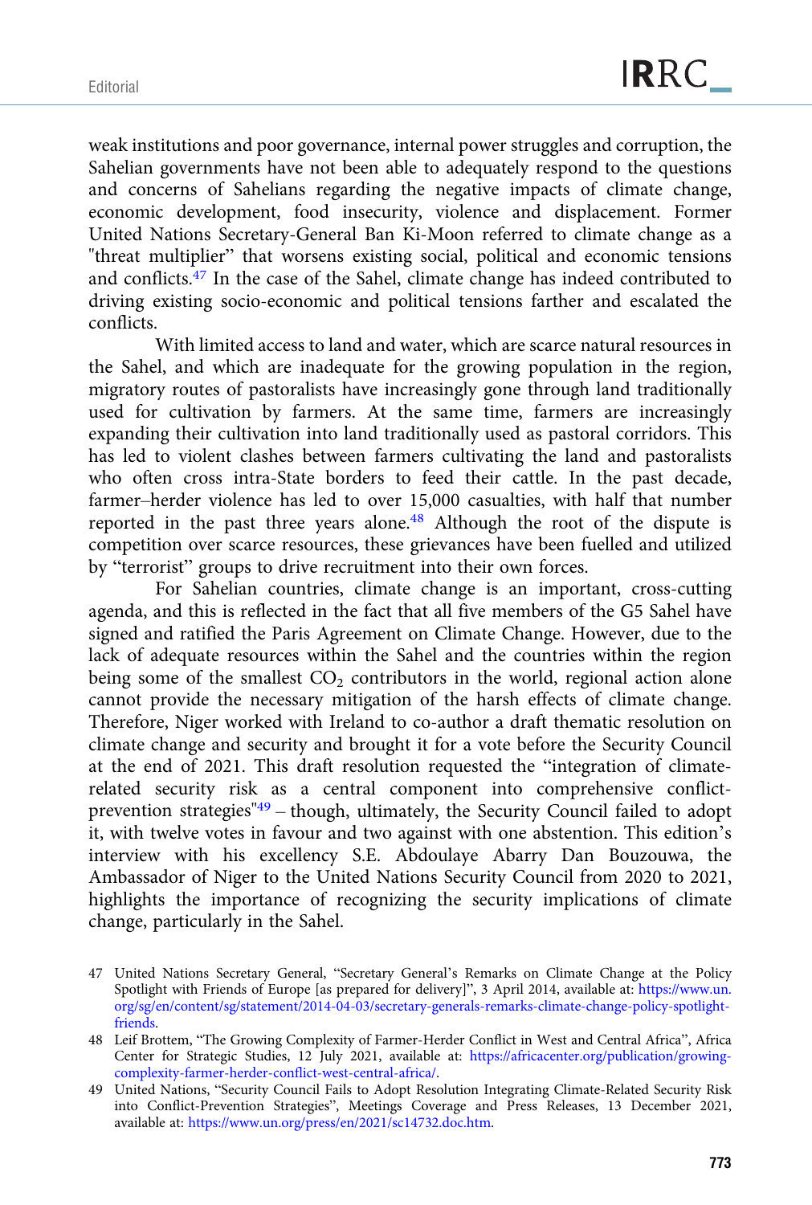weak institutions and poor governance, internal power struggles and corruption, the Sahelian governments have not been able to adequately respond to the questions and concerns of Sahelians regarding the negative impacts of climate change, economic development, food insecurity, violence and displacement. Former United Nations Secretary-General Ban Ki-Moon referred to climate change as a "threat multiplier" that worsens existing social, political and economic tensions and conflicts.[47] In the case of the Sahel, climate change has indeed contributed to driving existing socio-economic and political tensions farther and escalated the conflicts.

With limited access to land and water, which are scarce natural resources in the Sahel, and which are inadequate for the growing population in the region, migratory routes of pastoralists have increasingly gone through land traditionally used for cultivation by farmers. At the same time, farmers are increasingly expanding their cultivation into land traditionally used as pastoral corridors. This has led to violent clashes between farmers cultivating the land and pastoralists who often cross intra-State borders to feed their cattle. In the past decade, farmer–herder violence has led to over 15,000 casualties, with half that number reported in the past three years alone.[48] Although the root of the dispute is competition over scarce resources, these grievances have been fuelled and utilized by "terrorist" groups to drive recruitment into their own forces.

For Sahelian countries, climate change is an important, cross-cutting agenda, and this is reflected in the fact that all five members of the G5 Sahel have signed and ratified the Paris Agreement on Climate Change. However, due to the lack of adequate resources within the Sahel and the countries within the region being some of the smallest $CO_2$ contributors in the world, regional action alone cannot provide the necessary mitigation of the harsh effects of climate change. Therefore, Niger worked with Ireland to co-author a draft thematic resolution on climate change and security and brought it for a vote before the Security Council at the end of 2021. This draft resolution requested the "integration of climate-related security risk as a central component into comprehensive conflict-prevention strategies"[49] – though, ultimately, the Security Council failed to adopt it, with twelve votes in favour and two against with one abstention. This edition's interview with his excellency S.E. Abdoulaye Abarry Dan Bouzouwa, the Ambassador of Niger to the United Nations Security Council from 2020 to 2021, highlights the importance of recognizing the security implications of climate change, particularly in the Sahel.

47 United Nations Secretary General, "Secretary General's Remarks on Climate Change at the Policy Spotlight with Friends of Europe [as prepared for delivery]", 3 April 2014, available at: https://www.un.org/sg/en/content/sg/statement/2014-04-03/secretary-generals-remarks-climate-change-policy-spotlight-friends.

48 Leif Brottem, "The Growing Complexity of Farmer-Herder Conflict in West and Central Africa", Africa Center for Strategic Studies, 12 July 2021, available at: https://africacenter.org/publication/growing-complexity-farmer-herder-conflict-west-central-africa/.

49 United Nations, "Security Council Fails to Adopt Resolution Integrating Climate-Related Security Risk into Conflict-Prevention Strategies", Meetings Coverage and Press Releases, 13 December 2021, available at: https://www.un.org/press/en/2021/sc14732.doc.htm.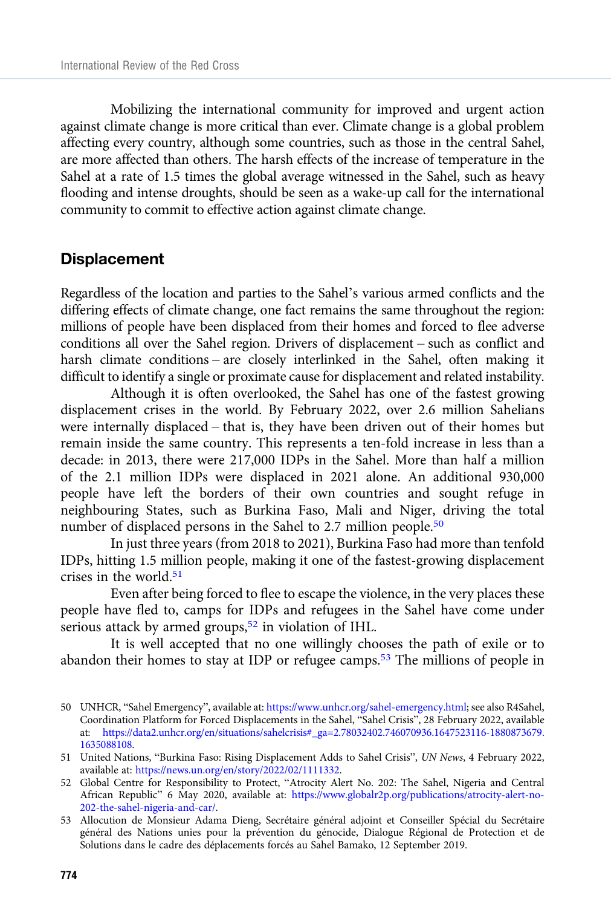Mobilizing the international community for improved and urgent action against climate change is more critical than ever. Climate change is a global problem affecting every country, although some countries, such as those in the central Sahel, are more affected than others. The harsh effects of the increase of temperature in the Sahel at a rate of 1.5 times the global average witnessed in the Sahel, such as heavy flooding and intense droughts, should be seen as a wake-up call for the international community to commit to effective action against climate change.

## Displacement

Regardless of the location and parties to the Sahel's various armed conflicts and the differing effects of climate change, one fact remains the same throughout the region: millions of people have been displaced from their homes and forced to flee adverse conditions all over the Sahel region. Drivers of displacement – such as conflict and harsh climate conditions – are closely interlinked in the Sahel, often making it difficult to identify a single or proximate cause for displacement and related instability.

Although it is often overlooked, the Sahel has one of the fastest growing displacement crises in the world. By February 2022, over 2.6 million Sahelians were internally displaced – that is, they have been driven out of their homes but remain inside the same country. This represents a ten-fold increase in less than a decade: in 2013, there were 217,000 IDPs in the Sahel. More than half a million of the 2.1 million IDPs were displaced in 2021 alone. An additional 930,000 people have left the borders of their own countries and sought refuge in neighbouring States, such as Burkina Faso, Mali and Niger, driving the total number of displaced persons in the Sahel to 2.7 million people.[50]

In just three years (from 2018 to 2021), Burkina Faso had more than tenfold IDPs, hitting 1.5 million people, making it one of the fastest-growing displacement crises in the world.[51]

Even after being forced to flee to escape the violence, in the very places these people have fled to, camps for IDPs and refugees in the Sahel have come under serious attack by armed groups,[52] in violation of IHL.

It is well accepted that no one willingly chooses the path of exile or to abandon their homes to stay at IDP or refugee camps.[53] The millions of people in

50 UNHCR, "Sahel Emergency", available at: https://www.unhcr.org/sahel-emergency.html; see also R4Sahel, Coordination Platform for Forced Displacements in the Sahel, "Sahel Crisis", 28 February 2022, available at: https://data2.unhcr.org/en/situations/sahelcrisis#_ga=2.78032402.746070936.1647523116-1880873679.1635088108.

51 United Nations, "Burkina Faso: Rising Displacement Adds to Sahel Crisis", *UN News*, 4 February 2022, available at: https://news.un.org/en/story/2022/02/1111332.

52 Global Centre for Responsibility to Protect, "Atrocity Alert No. 202: The Sahel, Nigeria and Central African Republic" 6 May 2020, available at: https://www.globalr2p.org/publications/atrocity-alert-no-202-the-sahel-nigeria-and-car/.

53 Allocution de Monsieur Adama Dieng, Secrétaire général adjoint et Conseiller Spécial du Secrétaire général des Nations unies pour la prévention du génocide, Dialogue Régional de Protection et de Solutions dans le cadre des déplacements forcés au Sahel Bamako, 12 September 2019.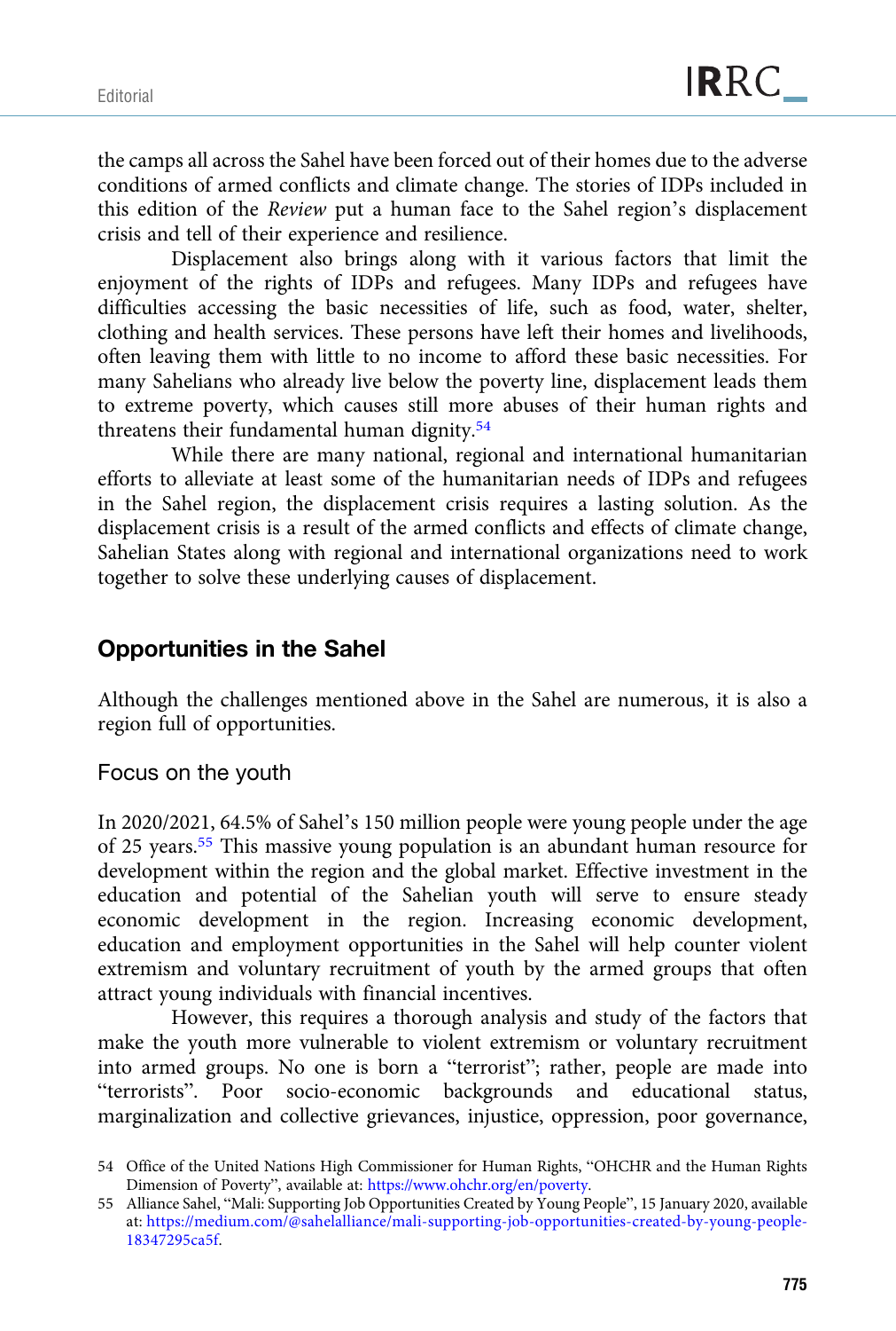the camps all across the Sahel have been forced out of their homes due to the adverse conditions of armed conflicts and climate change. The stories of IDPs included in this edition of the *Review* put a human face to the Sahel region's displacement crisis and tell of their experience and resilience.

Displacement also brings along with it various factors that limit the enjoyment of the rights of IDPs and refugees. Many IDPs and refugees have difficulties accessing the basic necessities of life, such as food, water, shelter, clothing and health services. These persons have left their homes and livelihoods, often leaving them with little to no income to afford these basic necessities. For many Sahelians who already live below the poverty line, displacement leads them to extreme poverty, which causes still more abuses of their human rights and threatens their fundamental human dignity.[54]

While there are many national, regional and international humanitarian efforts to alleviate at least some of the humanitarian needs of IDPs and refugees in the Sahel region, the displacement crisis requires a lasting solution. As the displacement crisis is a result of the armed conflicts and effects of climate change, Sahelian States along with regional and international organizations need to work together to solve these underlying causes of displacement.

## Opportunities in the Sahel

Although the challenges mentioned above in the Sahel are numerous, it is also a region full of opportunities.

### Focus on the youth

In 2020/2021, 64.5% of Sahel's 150 million people were young people under the age of 25 years.[55] This massive young population is an abundant human resource for development within the region and the global market. Effective investment in the education and potential of the Sahelian youth will serve to ensure steady economic development in the region. Increasing economic development, education and employment opportunities in the Sahel will help counter violent extremism and voluntary recruitment of youth by the armed groups that often attract young individuals with financial incentives.

However, this requires a thorough analysis and study of the factors that make the youth more vulnerable to violent extremism or voluntary recruitment into armed groups. No one is born a "terrorist"; rather, people are made into "terrorists". Poor socio-economic backgrounds and educational status, marginalization and collective grievances, injustice, oppression, poor governance,

54 Office of the United Nations High Commissioner for Human Rights, "OHCHR and the Human Rights Dimension of Poverty", available at: https://www.ohchr.org/en/poverty.

55 Alliance Sahel, "Mali: Supporting Job Opportunities Created by Young People", 15 January 2020, available at: https://medium.com/@sahelalliance/mali-supporting-job-opportunities-created-by-young-people-18347295ca5f.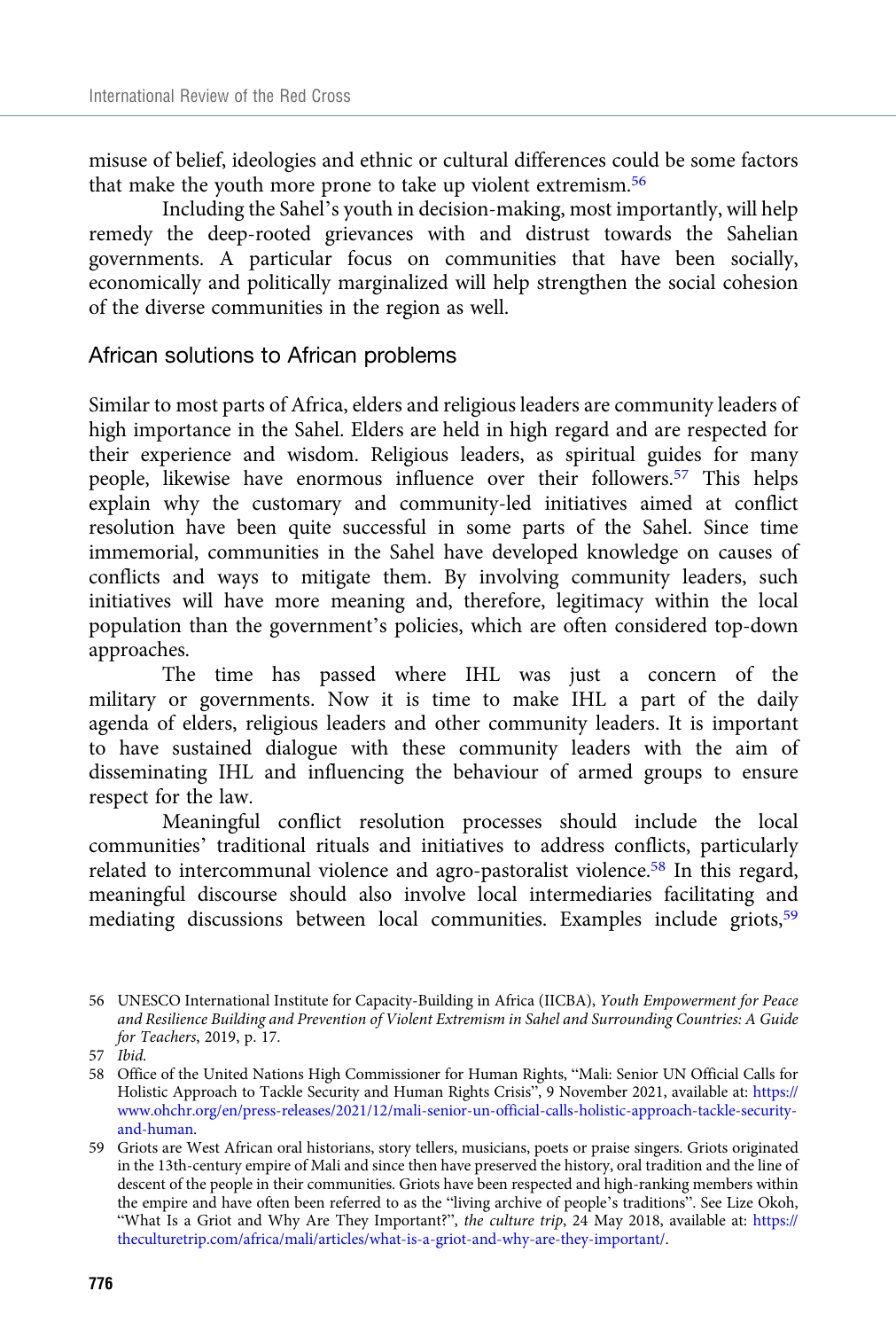misuse of belief, ideologies and ethnic or cultural differences could be some factors that make the youth more prone to take up violent extremism.[56]

Including the Sahel's youth in decision-making, most importantly, will help remedy the deep-rooted grievances with and distrust towards the Sahelian governments. A particular focus on communities that have been socially, economically and politically marginalized will help strengthen the social cohesion of the diverse communities in the region as well.

## African solutions to African problems

Similar to most parts of Africa, elders and religious leaders are community leaders of high importance in the Sahel. Elders are held in high regard and are respected for their experience and wisdom. Religious leaders, as spiritual guides for many people, likewise have enormous influence over their followers.[57] This helps explain why the customary and community-led initiatives aimed at conflict resolution have been quite successful in some parts of the Sahel. Since time immemorial, communities in the Sahel have developed knowledge on causes of conflicts and ways to mitigate them. By involving community leaders, such initiatives will have more meaning and, therefore, legitimacy within the local population than the government's policies, which are often considered top-down approaches.

The time has passed where IHL was just a concern of the military or governments. Now it is time to make IHL a part of the daily agenda of elders, religious leaders and other community leaders. It is important to have sustained dialogue with these community leaders with the aim of disseminating IHL and influencing the behaviour of armed groups to ensure respect for the law.

Meaningful conflict resolution processes should include the local communities' traditional rituals and initiatives to address conflicts, particularly related to intercommunal violence and agro-pastoralist violence.[58] In this regard, meaningful discourse should also involve local intermediaries facilitating and mediating discussions between local communities. Examples include griots,[59]

---

56 UNESCO International Institute for Capacity-Building in Africa (IICBA), *Youth Empowerment for Peace and Resilience Building and Prevention of Violent Extremism in Sahel and Surrounding Countries: A Guide for Teachers*, 2019, p. 17.

57 *Ibid.*

58 Office of the United Nations High Commissioner for Human Rights, "Mali: Senior UN Official Calls for Holistic Approach to Tackle Security and Human Rights Crisis", 9 November 2021, available at: https://www.ohchr.org/en/press-releases/2021/12/mali-senior-un-official-calls-holistic-approach-tackle-security-and-human.

59 Griots are West African oral historians, story tellers, musicians, poets or praise singers. Griots originated in the 13th-century empire of Mali and since then have preserved the history, oral tradition and the line of descent of the people in their communities. Griots have been respected and high-ranking members within the empire and have often been referred to as the "living archive of people's traditions". See Lize Okoh, "What Is a Griot and Why Are They Important?", *the culture trip*, 24 May 2018, available at: https://theculturetrip.com/africa/mali/articles/what-is-a-griot-and-why-are-they-important/.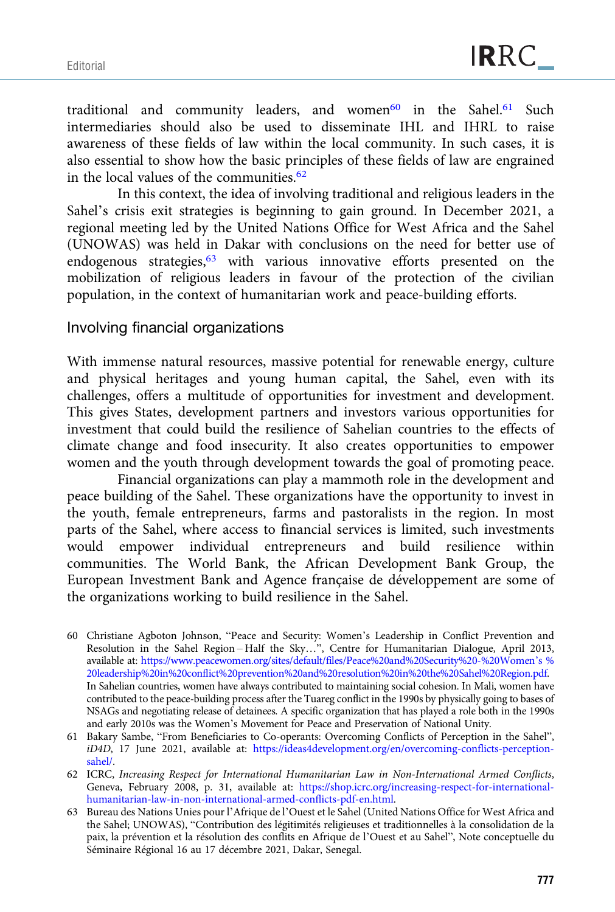traditional and community leaders, and women[60] in the Sahel.[61] Such intermediaries should also be used to disseminate IHL and IHRL to raise awareness of these fields of law within the local community. In such cases, it is also essential to show how the basic principles of these fields of law are engrained in the local values of the communities.[62]

In this context, the idea of involving traditional and religious leaders in the Sahel's crisis exit strategies is beginning to gain ground. In December 2021, a regional meeting led by the United Nations Office for West Africa and the Sahel (UNOWAS) was held in Dakar with conclusions on the need for better use of endogenous strategies,[63] with various innovative efforts presented on the mobilization of religious leaders in favour of the protection of the civilian population, in the context of humanitarian work and peace-building efforts.

## Involving financial organizations

With immense natural resources, massive potential for renewable energy, culture and physical heritages and young human capital, the Sahel, even with its challenges, offers a multitude of opportunities for investment and development. This gives States, development partners and investors various opportunities for investment that could build the resilience of Sahelian countries to the effects of climate change and food insecurity. It also creates opportunities to empower women and the youth through development towards the goal of promoting peace.

Financial organizations can play a mammoth role in the development and peace building of the Sahel. These organizations have the opportunity to invest in the youth, female entrepreneurs, farms and pastoralists in the region. In most parts of the Sahel, where access to financial services is limited, such investments would empower individual entrepreneurs and build resilience within communities. The World Bank, the African Development Bank Group, the European Investment Bank and Agence française de développement are some of the organizations working to build resilience in the Sahel.

60 Christiane Agboton Johnson, "Peace and Security: Women's Leadership in Conflict Prevention and Resolution in the Sahel Region – Half the Sky…", Centre for Humanitarian Dialogue, April 2013, available at: https://www.peacewomen.org/sites/default/files/Peace%20and%20Security%20-%20Women's %20leadership%20in%20conflict%20prevention%20and%20resolution%20in%20the%20Sahel%20Region.pdf. In Sahelian countries, women have always contributed to maintaining social cohesion. In Mali, women have contributed to the peace-building process after the Tuareg conflict in the 1990s by physically going to bases of NSAGs and negotiating release of detainees. A specific organization that has played a role both in the 1990s and early 2010s was the Women's Movement for Peace and Preservation of National Unity.

61 Bakary Sambe, "From Beneficiaries to Co-operants: Overcoming Conflicts of Perception in the Sahel", *iD4D*, 17 June 2021, available at: https://ideas4development.org/en/overcoming-conflicts-perception-sahel/.

62 ICRC, *Increasing Respect for International Humanitarian Law in Non-International Armed Conflicts*, Geneva, February 2008, p. 31, available at: https://shop.icrc.org/increasing-respect-for-international-humanitarian-law-in-non-international-armed-conflicts-pdf-en.html.

63 Bureau des Nations Unies pour l'Afrique de l'Ouest et le Sahel (United Nations Office for West Africa and the Sahel; UNOWAS), "Contribution des légitimités religieuses et traditionnelles à la consolidation de la paix, la prévention et la résolution des conflits en Afrique de l'Ouest et au Sahel", Note conceptuelle du Séminaire Régional 16 au 17 décembre 2021, Dakar, Senegal.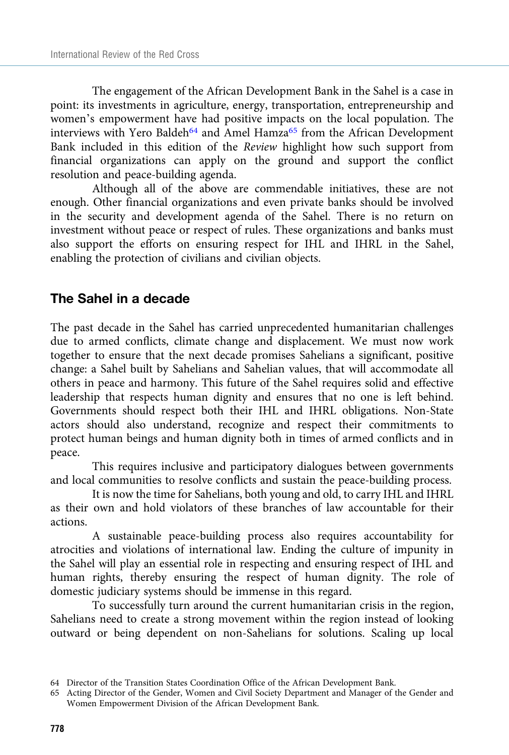The engagement of the African Development Bank in the Sahel is a case in point: its investments in agriculture, energy, transportation, entrepreneurship and women's empowerment have had positive impacts on the local population. The interviews with Yero Baldeh[64] and Amel Hamza[65] from the African Development Bank included in this edition of the *Review* highlight how such support from financial organizations can apply on the ground and support the conflict resolution and peace-building agenda.

Although all of the above are commendable initiatives, these are not enough. Other financial organizations and even private banks should be involved in the security and development agenda of the Sahel. There is no return on investment without peace or respect of rules. These organizations and banks must also support the efforts on ensuring respect for IHL and IHRL in the Sahel, enabling the protection of civilians and civilian objects.

## The Sahel in a decade

The past decade in the Sahel has carried unprecedented humanitarian challenges due to armed conflicts, climate change and displacement. We must now work together to ensure that the next decade promises Sahelians a significant, positive change: a Sahel built by Sahelians and Sahelian values, that will accommodate all others in peace and harmony. This future of the Sahel requires solid and effective leadership that respects human dignity and ensures that no one is left behind. Governments should respect both their IHL and IHRL obligations. Non-State actors should also understand, recognize and respect their commitments to protect human beings and human dignity both in times of armed conflicts and in peace.

This requires inclusive and participatory dialogues between governments and local communities to resolve conflicts and sustain the peace-building process.

It is now the time for Sahelians, both young and old, to carry IHL and IHRL as their own and hold violators of these branches of law accountable for their actions.

A sustainable peace-building process also requires accountability for atrocities and violations of international law. Ending the culture of impunity in the Sahel will play an essential role in respecting and ensuring respect of IHL and human rights, thereby ensuring the respect of human dignity. The role of domestic judiciary systems should be immense in this regard.

To successfully turn around the current humanitarian crisis in the region, Sahelians need to create a strong movement within the region instead of looking outward or being dependent on non-Sahelians for solutions. Scaling up local

---

64 Director of the Transition States Coordination Office of the African Development Bank.

65 Acting Director of the Gender, Women and Civil Society Department and Manager of the Gender and Women Empowerment Division of the African Development Bank.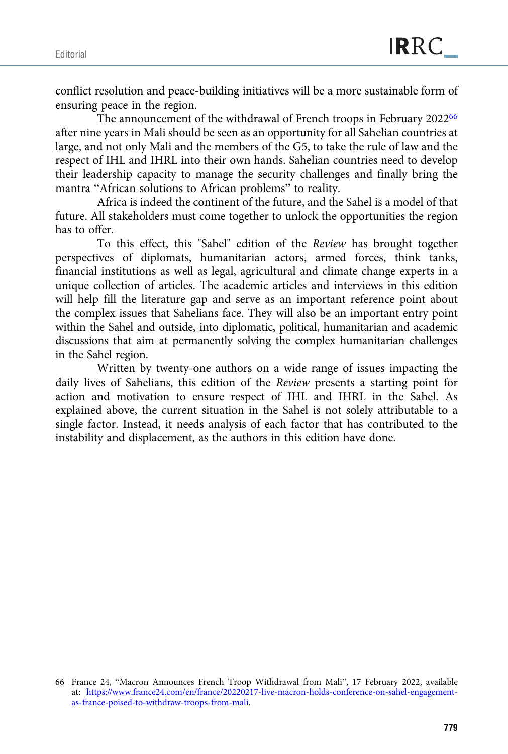conflict resolution and peace-building initiatives will be a more sustainable form of ensuring peace in the region.

The announcement of the withdrawal of French troops in February 2022[66] after nine years in Mali should be seen as an opportunity for all Sahelian countries at large, and not only Mali and the members of the G5, to take the rule of law and the respect of IHL and IHRL into their own hands. Sahelian countries need to develop their leadership capacity to manage the security challenges and finally bring the mantra "African solutions to African problems" to reality.

Africa is indeed the continent of the future, and the Sahel is a model of that future. All stakeholders must come together to unlock the opportunities the region has to offer.

To this effect, this "Sahel" edition of the *Review* has brought together perspectives of diplomats, humanitarian actors, armed forces, think tanks, financial institutions as well as legal, agricultural and climate change experts in a unique collection of articles. The academic articles and interviews in this edition will help fill the literature gap and serve as an important reference point about the complex issues that Sahelians face. They will also be an important entry point within the Sahel and outside, into diplomatic, political, humanitarian and academic discussions that aim at permanently solving the complex humanitarian challenges in the Sahel region.

Written by twenty-one authors on a wide range of issues impacting the daily lives of Sahelians, this edition of the *Review* presents a starting point for action and motivation to ensure respect of IHL and IHRL in the Sahel. As explained above, the current situation in the Sahel is not solely attributable to a single factor. Instead, it needs analysis of each factor that has contributed to the instability and displacement, as the authors in this edition have done.

66 France 24, "Macron Announces French Troop Withdrawal from Mali", 17 February 2022, available at: https://www.france24.com/en/france/20220217-live-macron-holds-conference-on-sahel-engagement-as-france-poised-to-withdraw-troops-from-mali.